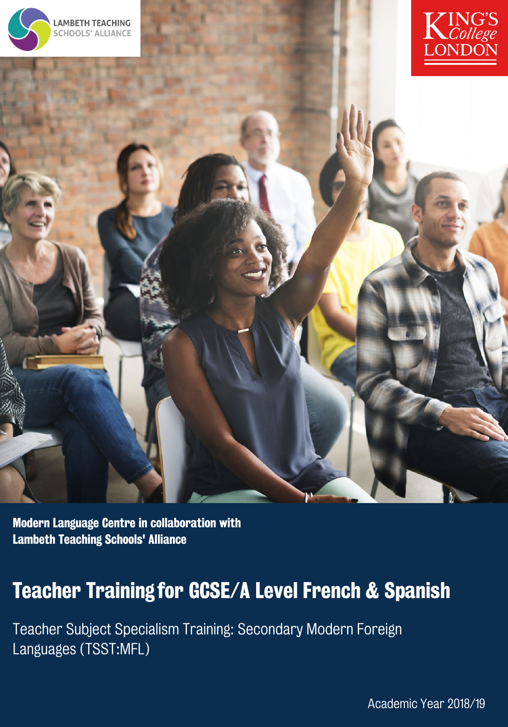LAMBETH TEACHING SCHOOLS' ALLIANCE

KING'S College LONDON

**Modern Language Centre in collaboration with Lambeth Teaching Schools' Alliance**

# Teacher Training for GCSE/A Level French & Spanish

Teacher Subject Specialism Training: Secondary Modern Foreign Languages (TSST:MFL)

Academic Year 2018/19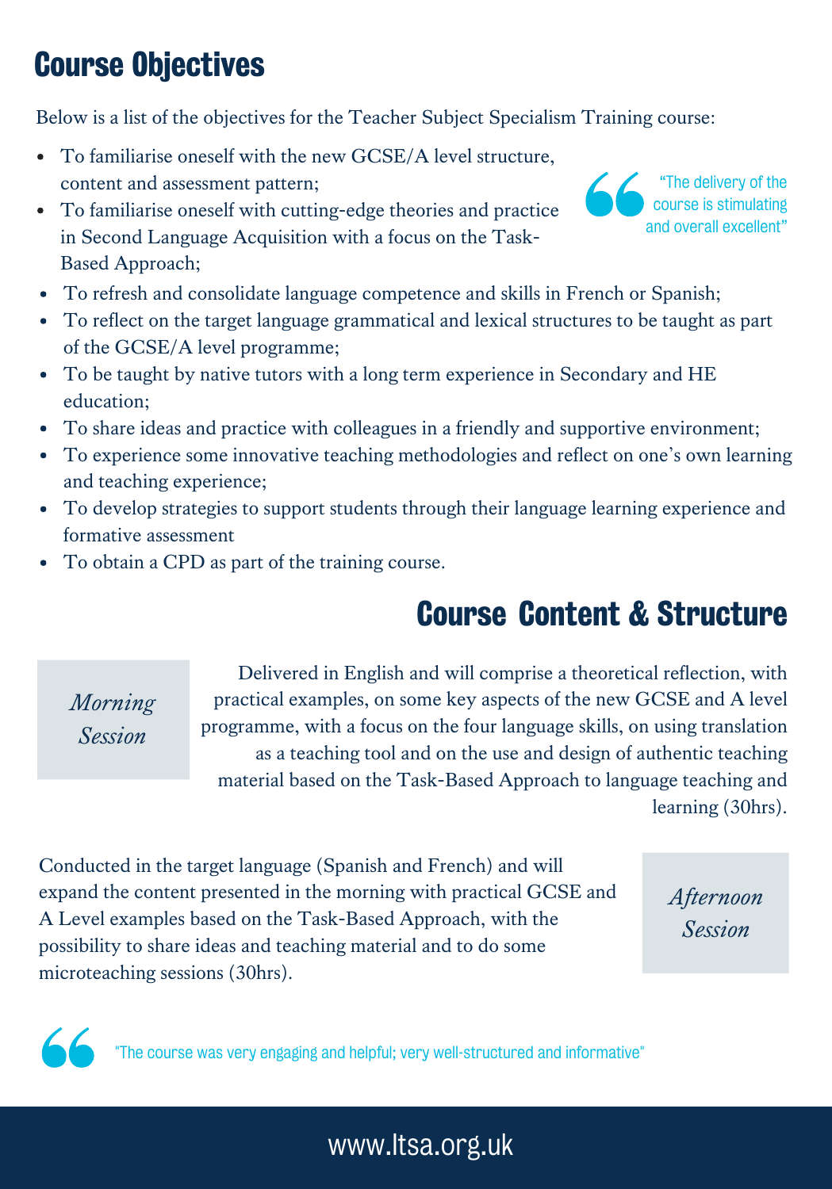## Course Objectives

Below is a list of the objectives for the Teacher Subject Specialism Training course:

- To familiarise oneself with the new GCSE/A level structure, content and assessment pattern;
- To familiarise oneself with cutting-edge theories and practice in Second Language Acquisition with a focus on the Task-Based Approach;
- To refresh and consolidate language competence and skills in French or Spanish;
- To reflect on the target language grammatical and lexical structures to be taught as part of the GCSE/A level programme;
- To be taught by native tutors with a long term experience in Secondary and HE education;
- To share ideas and practice with colleagues in a friendly and supportive environment;
- To experience some innovative teaching methodologies and reflect on one's own learning and teaching experience;
- To develop strategies to support students through their language learning experience and formative assessment
- To obtain a CPD as part of the training course.

> "The delivery of the course is stimulating and overall excellent"

## Course Content & Structure

*Morning Session*

Delivered in English and will comprise a theoretical reflection, with practical examples, on some key aspects of the new GCSE and A level programme, with a focus on the four language skills, on using translation as a teaching tool and on the use and design of authentic teaching material based on the Task-Based Approach to language teaching and learning (30hrs).

*Afternoon Session*

Conducted in the target language (Spanish and French) and will expand the content presented in the morning with practical GCSE and A Level examples based on the Task-Based Approach, with the possibility to share ideas and teaching material and to do some microteaching sessions (30hrs).

> "The course was very engaging and helpful; very well-structured and informative"

www.ltsa.org.uk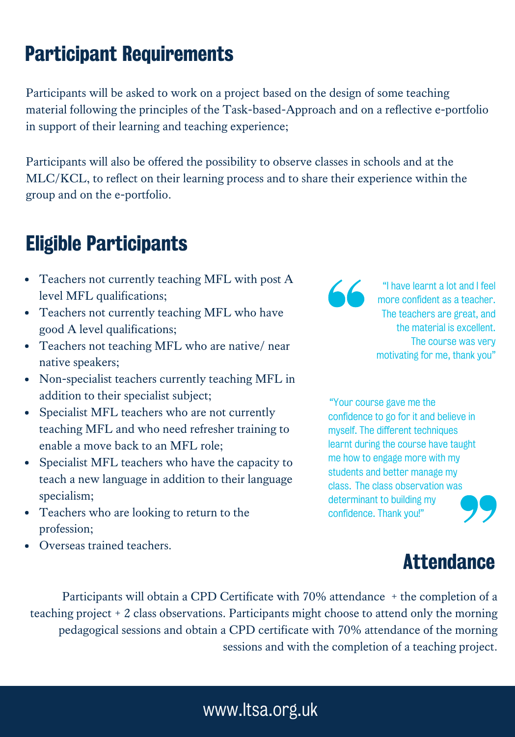## Participant Requirements

Participants will be asked to work on a project based on the design of some teaching material following the principles of the Task-based-Approach and on a reflective e-portfolio in support of their learning and teaching experience;

Participants will also be offered the possibility to observe classes in schools and at the MLC/KCL, to reflect on their learning process and to share their experience within the group and on the e-portfolio.

## Eligible Participants

- Teachers not currently teaching MFL with post A level MFL qualifications;
- Teachers not currently teaching MFL who have good A level qualifications;
- Teachers not teaching MFL who are native/ near native speakers;
- Non-specialist teachers currently teaching MFL in addition to their specialist subject;
- Specialist MFL teachers who are not currently teaching MFL and who need refresher training to enable a move back to an MFL role;
- Specialist MFL teachers who have the capacity to teach a new language in addition to their language specialism;
- Teachers who are looking to return to the profession;
- Overseas trained teachers.

"I have learnt a lot and I feel more confident as a teacher. The teachers are great, and the material is excellent. The course was very motivating for me, thank you"

"Your course gave me the confidence to go for it and believe in myself. The different techniques learnt during the course have taught me how to engage more with my students and better manage my class. The class observation was determinant to building my confidence. Thank you!"

## Attendance

Participants will obtain a CPD Certificate with 70% attendance + the completion of a teaching project + 2 class observations. Participants might choose to attend only the morning pedagogical sessions and obtain a CPD certificate with 70% attendance of the morning sessions and with the completion of a teaching project.

www.ltsa.org.uk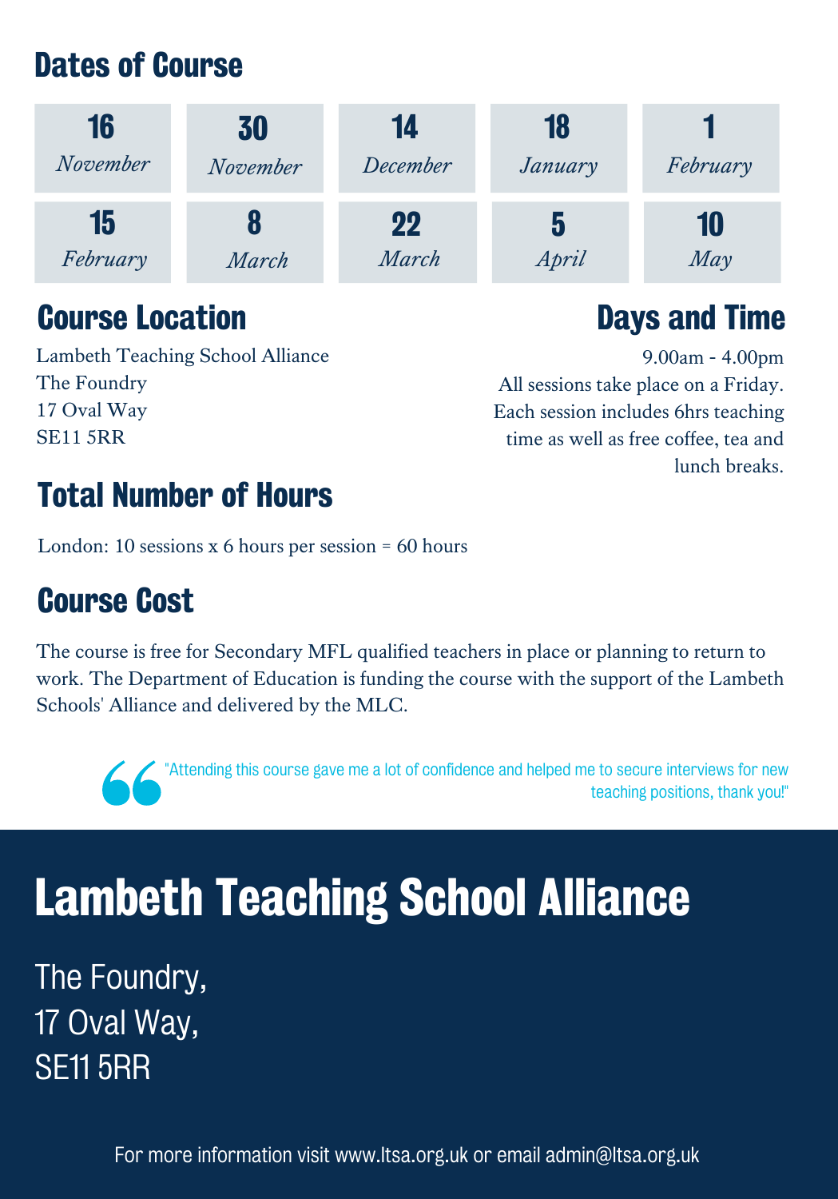## Dates of Course

| | | | | |
|---|---|---|---|---|
| **16** *November* | **30** *November* | **14** *December* | **18** *January* | **1** *February* |
| **15** *February* | **8** *March* | **22** *March* | **5** *April* | **10** *May* |

## Course Location

Lambeth Teaching School Alliance
The Foundry
17 Oval Way
SE11 5RR

## Days and Time

9.00am - 4.00pm
All sessions take place on a Friday. Each session includes 6hrs teaching time as well as free coffee, tea and lunch breaks.

## Total Number of Hours

London: 10 sessions x 6 hours per session = 60 hours

## Course Cost

The course is free for Secondary MFL qualified teachers in place or planning to return to work. The Department of Education is funding the course with the support of the Lambeth Schools' Alliance and delivered by the MLC.

> "Attending this course gave me a lot of confidence and helped me to secure interviews for new teaching positions, thank you!"

# Lambeth Teaching School Alliance

The Foundry,
17 Oval Way,
SE11 5RR

For more information visit www.ltsa.org.uk or email admin@ltsa.org.uk